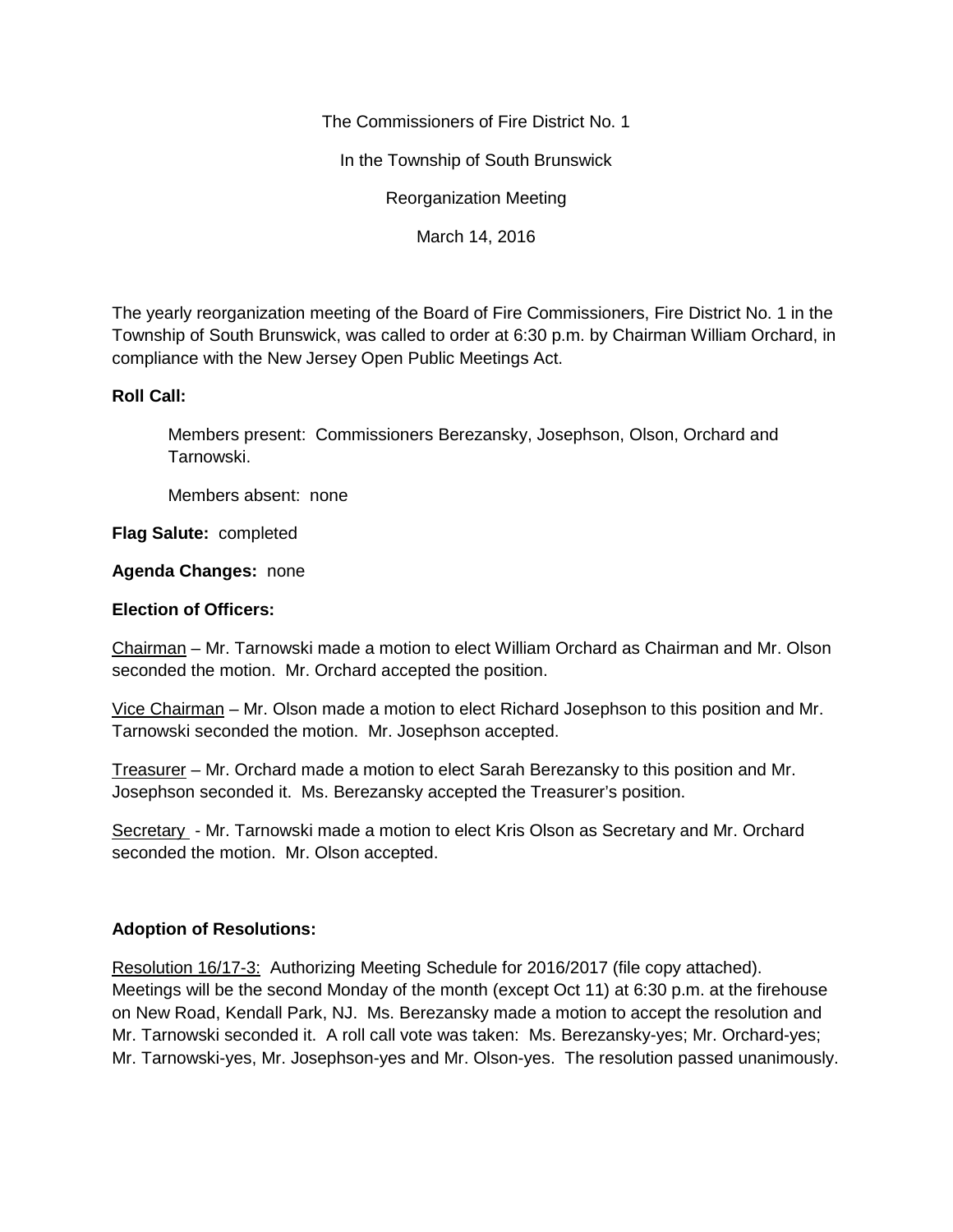The Commissioners of Fire District No. 1

In the Township of South Brunswick

Reorganization Meeting

March 14, 2016

The yearly reorganization meeting of the Board of Fire Commissioners, Fire District No. 1 in the Township of South Brunswick, was called to order at 6:30 p.m. by Chairman William Orchard, in compliance with the New Jersey Open Public Meetings Act.

**Roll Call:**

Members present: Commissioners Berezansky, Josephson, Olson, Orchard and Tarnowski.

Members absent: none

**Flag Salute:** completed

**Agenda Changes:** none

**Election of Officers:**

Chairman – Mr. Tarnowski made a motion to elect William Orchard as Chairman and Mr. Olson seconded the motion. Mr. Orchard accepted the position.

Vice Chairman – Mr. Olson made a motion to elect Richard Josephson to this position and Mr. Tarnowski seconded the motion. Mr. Josephson accepted.

Treasurer – Mr. Orchard made a motion to elect Sarah Berezansky to this position and Mr. Josephson seconded it. Ms. Berezansky accepted the Treasurer's position.

Secretary - Mr. Tarnowski made a motion to elect Kris Olson as Secretary and Mr. Orchard seconded the motion. Mr. Olson accepted.

**Adoption of Resolutions:**

Resolution 16/17-3: Authorizing Meeting Schedule for 2016/2017 (file copy attached). Meetings will be the second Monday of the month (except Oct 11) at 6:30 p.m. at the firehouse on New Road, Kendall Park, NJ. Ms. Berezansky made a motion to accept the resolution and Mr. Tarnowski seconded it. A roll call vote was taken: Ms. Berezansky-yes; Mr. Orchard-yes; Mr. Tarnowski-yes, Mr. Josephson-yes and Mr. Olson-yes. The resolution passed unanimously.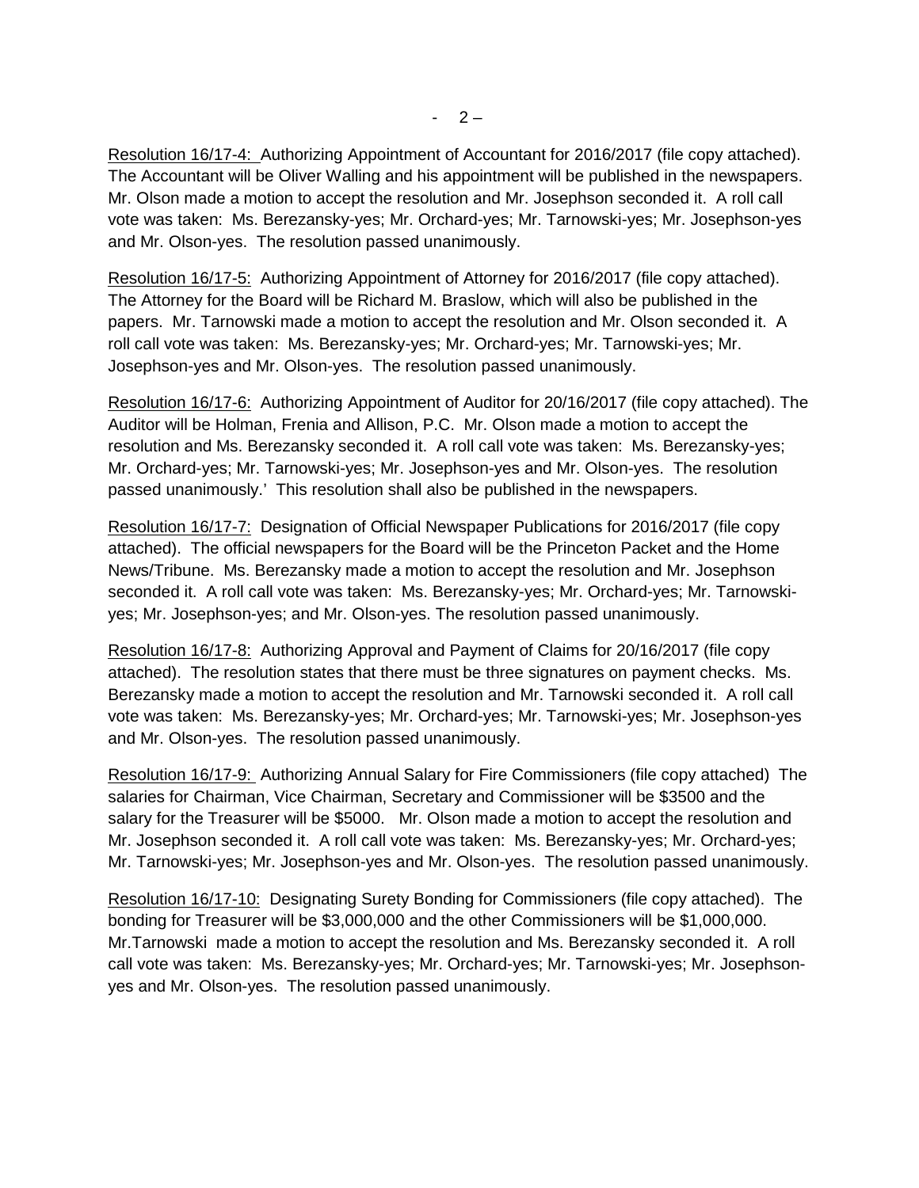Resolution 16/17-4: Authorizing Appointment of Accountant for 2016/2017 (file copy attached). The Accountant will be Oliver Walling and his appointment will be published in the newspapers. Mr. Olson made a motion to accept the resolution and Mr. Josephson seconded it. A roll call vote was taken: Ms. Berezansky-yes; Mr. Orchard-yes; Mr. Tarnowski-yes; Mr. Josephson-yes and Mr. Olson-yes. The resolution passed unanimously.

Resolution 16/17-5: Authorizing Appointment of Attorney for 2016/2017 (file copy attached). The Attorney for the Board will be Richard M. Braslow, which will also be published in the papers. Mr. Tarnowski made a motion to accept the resolution and Mr. Olson seconded it. A roll call vote was taken: Ms. Berezansky-yes; Mr. Orchard-yes; Mr. Tarnowski-yes; Mr. Josephson-yes and Mr. Olson-yes. The resolution passed unanimously.

Resolution 16/17-6: Authorizing Appointment of Auditor for 20/16/2017 (file copy attached). The Auditor will be Holman, Frenia and Allison, P.C. Mr. Olson made a motion to accept the resolution and Ms. Berezansky seconded it. A roll call vote was taken: Ms. Berezansky-yes; Mr. Orchard-yes; Mr. Tarnowski-yes; Mr. Josephson-yes and Mr. Olson-yes. The resolution passed unanimously.' This resolution shall also be published in the newspapers.

Resolution 16/17-7: Designation of Official Newspaper Publications for 2016/2017 (file copy attached). The official newspapers for the Board will be the Princeton Packet and the Home News/Tribune. Ms. Berezansky made a motion to accept the resolution and Mr. Josephson seconded it. A roll call vote was taken: Ms. Berezansky-yes; Mr. Orchard-yes; Mr. Tarnowski-yes; Mr. Josephson-yes; and Mr. Olson-yes. The resolution passed unanimously.

Resolution 16/17-8: Authorizing Approval and Payment of Claims for 20/16/2017 (file copy attached). The resolution states that there must be three signatures on payment checks. Ms. Berezansky made a motion to accept the resolution and Mr. Tarnowski seconded it. A roll call vote was taken: Ms. Berezansky-yes; Mr. Orchard-yes; Mr. Tarnowski-yes; Mr. Josephson-yes and Mr. Olson-yes. The resolution passed unanimously.

Resolution 16/17-9: Authorizing Annual Salary for Fire Commissioners (file copy attached) The salaries for Chairman, Vice Chairman, Secretary and Commissioner will be $3500 and the salary for the Treasurer will be $5000. Mr. Olson made a motion to accept the resolution and Mr. Josephson seconded it. A roll call vote was taken: Ms. Berezansky-yes; Mr. Orchard-yes; Mr. Tarnowski-yes; Mr. Josephson-yes and Mr. Olson-yes. The resolution passed unanimously.

Resolution 16/17-10: Designating Surety Bonding for Commissioners (file copy attached). The bonding for Treasurer will be $3,000,000 and the other Commissioners will be $1,000,000. Mr.Tarnowski made a motion to accept the resolution and Ms. Berezansky seconded it. A roll call vote was taken: Ms. Berezansky-yes; Mr. Orchard-yes; Mr. Tarnowski-yes; Mr. Josephson-yes and Mr. Olson-yes. The resolution passed unanimously.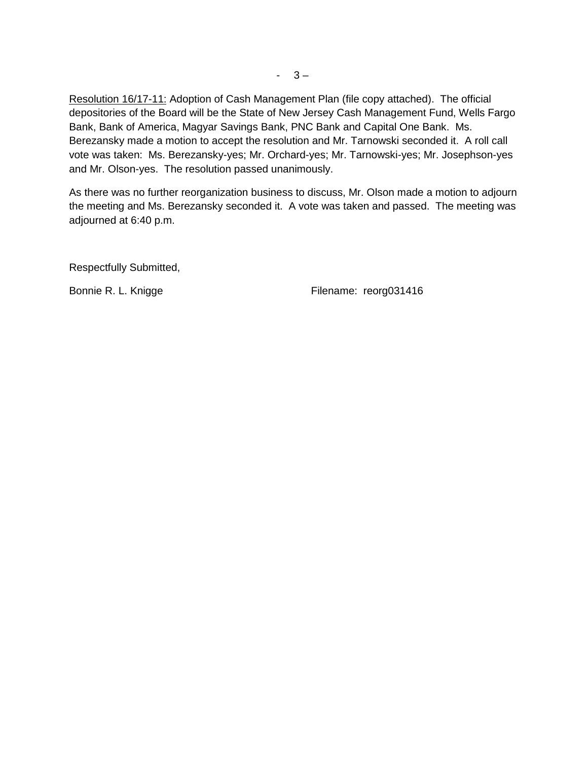<u>Resolution 16/17-11:</u> Adoption of Cash Management Plan (file copy attached). The official depositories of the Board will be the State of New Jersey Cash Management Fund, Wells Fargo Bank, Bank of America, Magyar Savings Bank, PNC Bank and Capital One Bank. Ms. Berezansky made a motion to accept the resolution and Mr. Tarnowski seconded it. A roll call vote was taken: Ms. Berezansky-yes; Mr. Orchard-yes; Mr. Tarnowski-yes; Mr. Josephson-yes and Mr. Olson-yes. The resolution passed unanimously.

As there was no further reorganization business to discuss, Mr. Olson made a motion to adjourn the meeting and Ms. Berezansky seconded it. A vote was taken and passed. The meeting was adjourned at 6:40 p.m.

Respectfully Submitted,

Bonnie R. L. Knigge　　　　　　　　Filename: reorg031416